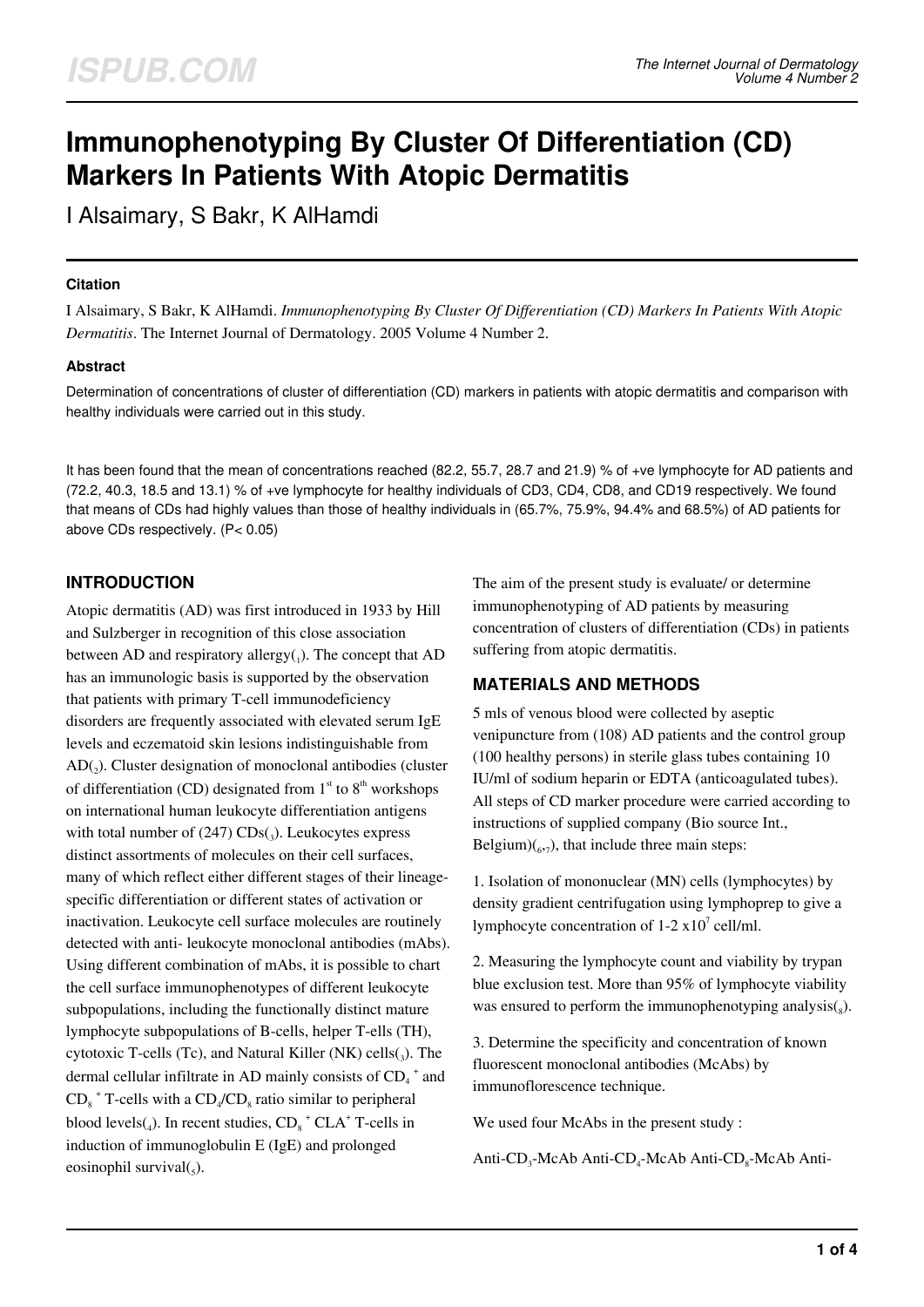# Immunophenotyping By Cluster Of Differentiation (CD) Markers In Patients With Atopic Dermatitis

I Alsaimary, S Bakr, K AlHamdi

### Citation

I Alsaimary, S Bakr, K AlHamdi. *Immunophenotyping By Cluster Of Differentiation (CD) Markers In Patients With Atopic Dermatitis*. The Internet Journal of Dermatology. 2005 Volume 4 Number 2.

### Abstract

Determination of concentrations of cluster of differentiation (CD) markers in patients with atopic dermatitis and comparison with healthy individuals were carried out in this study.

It has been found that the mean of concentrations reached (82.2, 55.7, 28.7 and 21.9) % of +ve lymphocyte for AD patients and (72.2, 40.3, 18.5 and 13.1) % of +ve lymphocyte for healthy individuals of CD3, CD4, CD8, and CD19 respectively. We found that means of CDs had highly values than those of healthy individuals in (65.7%, 75.9%, 94.4% and 68.5%) of AD patients for above CDs respectively. (P< 0.05)

## INTRODUCTION

Atopic dermatitis (AD) was first introduced in 1933 by Hill and Sulzberger in recognition of this close association between AD and respiratory allergy([1]). The concept that AD has an immunologic basis is supported by the observation that patients with primary T-cell immunodeficiency disorders are frequently associated with elevated serum IgE levels and eczematoid skin lesions indistinguishable from AD([2]). Cluster designation of monoclonal antibodies (cluster of differentiation (CD) designated from 1[st] to 8[th] workshops on international human leukocyte differentiation antigens with total number of (247) CDs([3]). Leukocytes express distinct assortments of molecules on their cell surfaces, many of which reflect either different stages of their lineage-specific differentiation or different states of activation or inactivation. Leukocyte cell surface molecules are routinely detected with anti- leukocyte monoclonal antibodies (mAbs). Using different combination of mAbs, it is possible to chart the cell surface immunophenotypes of different leukocyte subpopulations, including the functionally distinct mature lymphocyte subpopulations of B-cells, helper T-ells (TH), cytotoxic T-cells (Tc), and Natural Killer (NK) cells([3]). The dermal cellular infiltrate in AD mainly consists of $CD_4^+$ and $CD_8^+$ T-cells with a $CD_4/CD_8$ ratio similar to peripheral blood levels([4]). In recent studies, $CD_8^+$ $CLA^+$ T-cells in induction of immunoglobulin E (IgE) and prolonged eosinophil survival([5]).

The aim of the present study is evaluate/ or determine immunophenotyping of AD patients by measuring concentration of clusters of differentiation (CDs) in patients suffering from atopic dermatitis.

## MATERIALS AND METHODS

5 mls of venous blood were collected by aseptic venipuncture from (108) AD patients and the control group (100 healthy persons) in sterile glass tubes containing 10 IU/ml of sodium heparin or EDTA (anticoagulated tubes). All steps of CD marker procedure were carried according to instructions of supplied company (Bio source Int., Belgium)([6,7]), that include three main steps:

1. Isolation of mononuclear (MN) cells (lymphocytes) by density gradient centrifugation using lymphoprep to give a lymphocyte concentration of 1-2 $x10^7$ cell/ml.

2. Measuring the lymphocyte count and viability by trypan blue exclusion test. More than 95% of lymphocyte viability was ensured to perform the immunophenotyping analysis([8]).

3. Determine the specificity and concentration of known fluorescent monoclonal antibodies (McAbs) by immunoflorescence technique.

We used four McAbs in the present study :

Anti-$CD_3$-McAb Anti-$CD_4$-McAb Anti-$CD_8$-McAb Anti-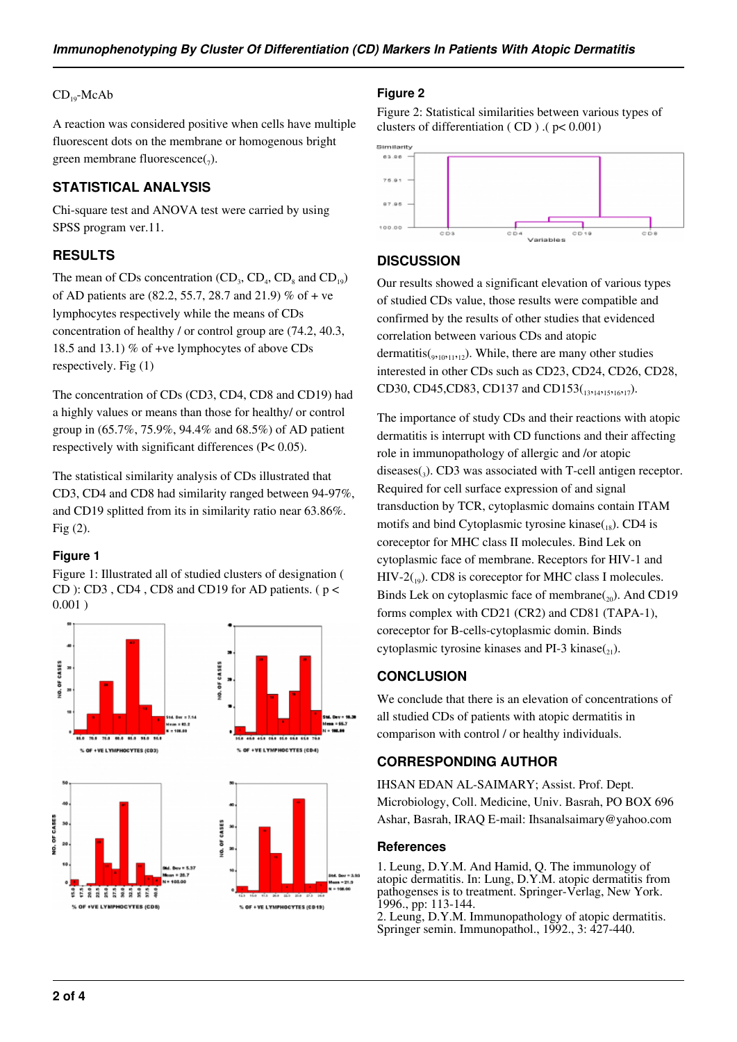$CD_{19}$-McAb

A reaction was considered positive when cells have multiple fluorescent dots on the membrane or homogenous bright green membrane fluorescence([7]).

## STATISTICAL ANALYSIS

Chi-square test and ANOVA test were carried by using SPSS program ver.11.

## RESULTS

The mean of CDs concentration ($CD_3$, $CD_4$, $CD_8$ and $CD_{19}$) of AD patients are (82.2, 55.7, 28.7 and 21.9) % of + ve lymphocytes respectively while the means of CDs concentration of healthy / or control group are (74.2, 40.3, 18.5 and 13.1) % of +ve lymphocytes of above CDs respectively. Fig (1)

The concentration of CDs (CD3, CD4, CD8 and CD19) had a highly values or means than those for healthy/ or control group in (65.7%, 75.9%, 94.4% and 68.5%) of AD patient respectively with significant differences ($P < 0.05$).

The statistical similarity analysis of CDs illustrated that CD3, CD4 and CD8 had similarity ranged between 94-97%, and CD19 splitted from its in similarity ratio near 63.86%. Fig (2).

### Figure 1

Figure 1: Illustrated all of studied clusters of designation ( CD ): CD3 , CD4 , CD8 and CD19 for AD patients. ( $p < 0.001$ )

### Figure 2

Figure 2: Statistical similarities between various types of clusters of differentiation ( CD ) .( $p < 0.001$)

## DISCUSSION

Our results showed a significant elevation of various types of studied CDs value, those results were compatible and confirmed by the results of other studies that evidenced correlation between various CDs and atopic dermatitis([9,10,11,12]). While, there are many other studies interested in other CDs such as CD23, CD24, CD26, CD28, CD30, CD45,CD83, CD137 and CD153([13,14,15,16,17]).

The importance of study CDs and their reactions with atopic dermatitis is interrupt with CD functions and their affecting role in immunopathology of allergic and /or atopic diseases([3]). CD3 was associated with T-cell antigen receptor. Required for cell surface expression of and signal transduction by TCR, cytoplasmic domains contain ITAM motifs and bind Cytoplasmic tyrosine kinase([18]). CD4 is coreceptor for MHC class II molecules. Bind Lek on cytoplasmic face of membrane. Receptors for HIV-1 and HIV-2([19]). CD8 is coreceptor for MHC class I molecules. Binds Lek on cytoplasmic face of membrane([20]). And CD19 forms complex with CD21 (CR2) and CD81 (TAPA-1), coreceptor for B-cells-cytoplasmic domin. Binds cytoplasmic tyrosine kinases and PI-3 kinase([21]).

## CONCLUSION

We conclude that there is an elevation of concentrations of all studied CDs of patients with atopic dermatitis in comparison with control / or healthy individuals.

## CORRESPONDING AUTHOR

IHSAN EDAN AL-SAIMARY; Assist. Prof. Dept. Microbiology, Coll. Medicine, Univ. Basrah, PO BOX 696 Ashar, Basrah, IRAQ E-mail: Ihsanalsaimary@yahoo.com

## References

1. Leung, D.Y.M. And Hamid, Q. The immunology of atopic dermatitis. In: Lung, D.Y.M. atopic dermatitis from pathogenses is to treatment. Springer-Verlag, New York. 1996., pp: 113-144.
2. Leung, D.Y.M. Immunopathology of atopic dermatitis. Springer semin. Immunopathol., 1992., 3: 427-440.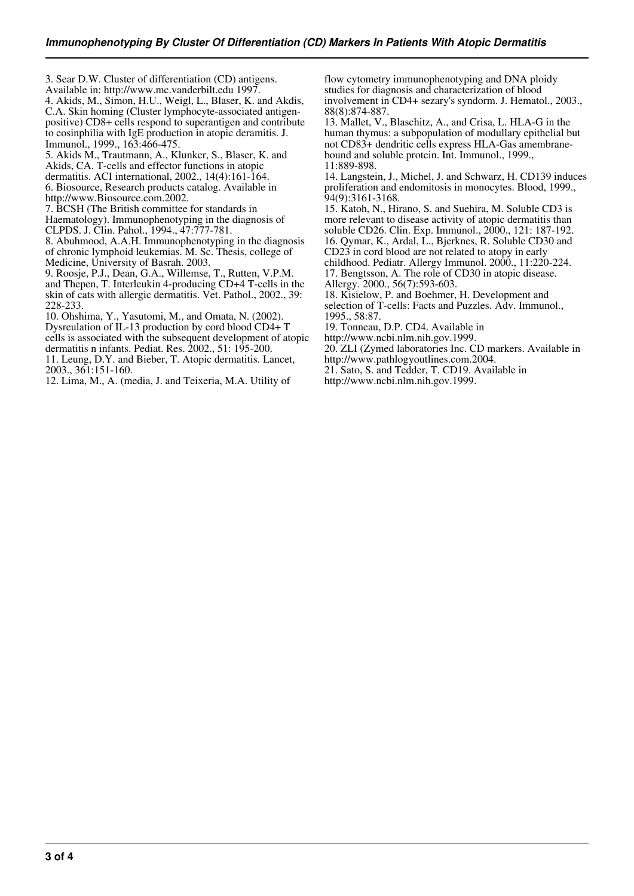3. Sear D.W. Cluster of differentiation (CD) antigens. Available in: http://www.mc.vanderbilt.edu 1997.

4. Akids, M., Simon, H.U., Weigl, L., Blaser, K. and Akdis, C.A. Skin homing (Cluster lymphocyte-associated antigen-positive) CD8+ cells respond to superantigen and contribute to eosinphilia with IgE production in atopic deramitis. J. Immunol., 1999., 163:466-475.

5. Akids M., Trautmann, A., Klunker, S., Blaser, K. and Akids, CA. T-cells and effector functions in atopic dermatitis. ACI international, 2002., 14(4):161-164.

6. Biosource, Research products catalog. Available in http://www.Biosource.com.2002.

7. BCSH (The British committee for standards in Haematology). Immunophenotyping in the diagnosis of CLPDS. J. Clin. Pahol., 1994., 47:777-781.

8. Abuhmood, A.A.H. Immunophenotyping in the diagnosis of chronic lymphoid leukemias. M. Sc. Thesis, college of Medicine, University of Basrah. 2003.

9. Roosje, P.J., Dean, G.A., Willemse, T., Rutten, V.P.M. and Thepen, T. Interleukin 4-producing CD+4 T-cells in the skin of cats with allergic dermatitis. Vet. Pathol., 2002., 39: 228-233.

10. Ohshima, Y., Yasutomi, M., and Omata, N. (2002). Dysreulation of IL-13 production by cord blood CD4+ T cells is associated with the subsequent development of atopic dermatitis n infants. Pediat. Res. 2002., 51: 195-200.

11. Leung, D.Y. and Bieber, T. Atopic dermatitis. Lancet, 2003., 361:151-160.

12. Lima, M., A. (media, J. and Teixeria, M.A. Utility of flow cytometry immunophenotyping and DNA ploidy studies for diagnosis and characterization of blood involvement in CD4+ sezary's syndorm. J. Hematol., 2003., 88(8):874-887.

13. Mallet, V., Blaschitz, A., and Crisa, L. HLA-G in the human thymus: a subpopulation of modullary epithelial but not CD83+ dendritic cells express HLA-Gas amembrane-bound and soluble protein. Int. Immunol., 1999., 11:889-898.

14. Langstein, J., Michel, J. and Schwarz, H. CD139 induces proliferation and endomitosis in monocytes. Blood, 1999., 94(9):3161-3168.

15. Katoh, N., Hirano, S. and Suehira, M. Soluble CD3 is more relevant to disease activity of atopic dermatitis than soluble CD26. Clin. Exp. Immunol., 2000., 121: 187-192.

16. Qymar, K., Ardal, L., Bjerknes, R. Soluble CD30 and CD23 in cord blood are not related to atopy in early childhood. Pediatr. Allergy Immunol. 2000., 11:220-224.

17. Bengtsson, A. The role of CD30 in atopic disease. Allergy. 2000., 56(7):593-603.

18. Kisielow, P. and Boehmer, H. Development and selection of T-cells: Facts and Puzzles. Adv. Immunol., 1995., 58:87.

19. Tonneau, D.P. CD4. Available in http://www.ncbi.nlm.nih.gov.1999.

20. ZLI (Zymed laboratories Inc. CD markers. Available in http://www.pathlogyoutlines.com.2004.

21. Sato, S. and Tedder, T. CD19. Available in http://www.ncbi.nlm.nih.gov.1999.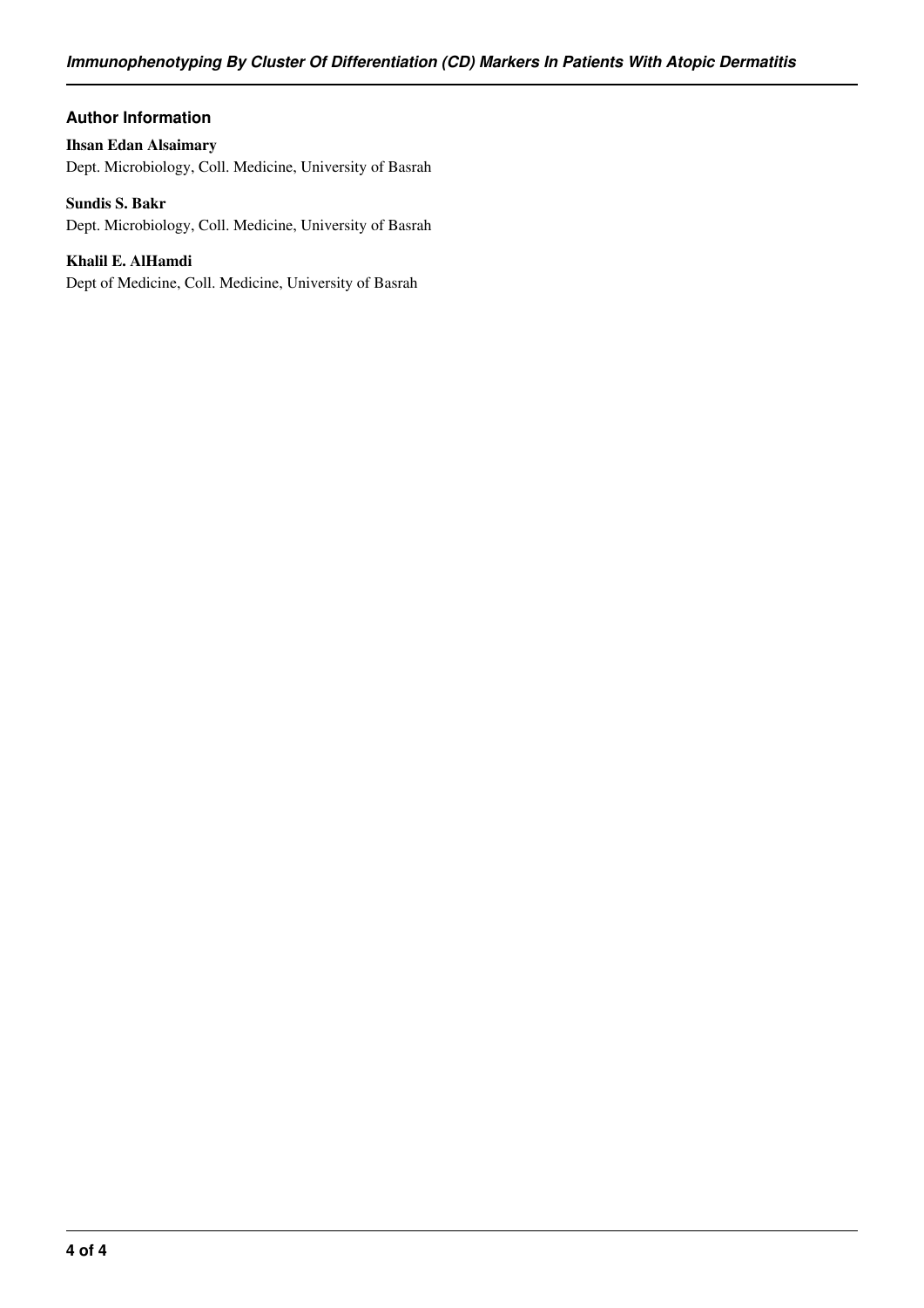## Author Information

**Ihsan Edan Alsaimary**
Dept. Microbiology, Coll. Medicine, University of Basrah

**Sundis S. Bakr**
Dept. Microbiology, Coll. Medicine, University of Basrah

**Khalil E. AlHamdi**
Dept of Medicine, Coll. Medicine, University of Basrah